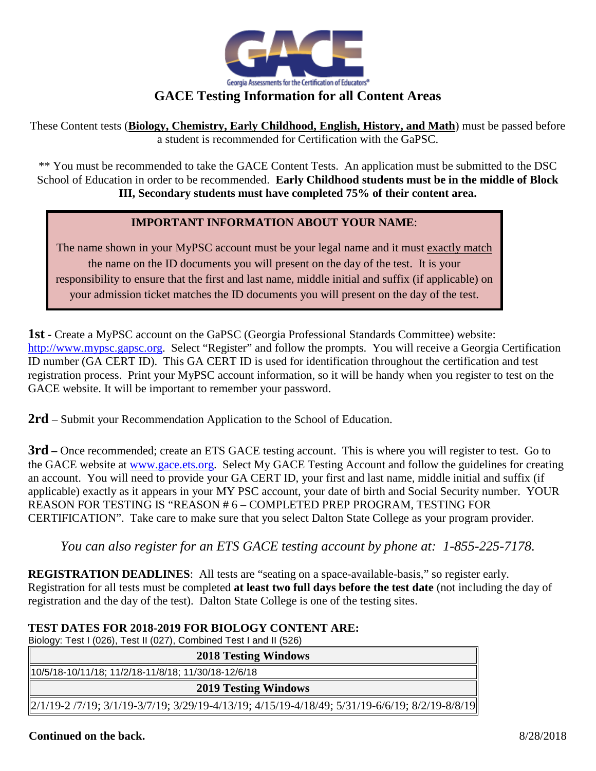# GACE Testing Information for all Content Areas

These Content tests (**Biology, Chemistry, Early Childhood, English, History, and Math**) must be passed before a student is recommended for Certification with the GaPSC.

** You must be recommended to take the GACE Content Tests. An application must be submitted to the DSC School of Education in order to be recommended. **Early Childhood students must be in the middle of Block III, Secondary students must have completed 75% of their content area.**

> **IMPORTANT INFORMATION ABOUT YOUR NAME**:
>
> The name shown in your MyPSC account must be your legal name and it must exactly match the name on the ID documents you will present on the day of the test. It is your responsibility to ensure that the first and last name, middle initial and suffix (if applicable) on your admission ticket matches the ID documents you will present on the day of the test.

**1st** - Create a MyPSC account on the GaPSC (Georgia Professional Standards Committee) website: http://www.mypsc.gapsc.org. Select "Register" and follow the prompts. You will receive a Georgia Certification ID number (GA CERT ID). This GA CERT ID is used for identification throughout the certification and test registration process. Print your MyPSC account information, so it will be handy when you register to test on the GACE website. It will be important to remember your password.

**2rd** – Submit your Recommendation Application to the School of Education.

**3rd –** Once recommended; create an ETS GACE testing account. This is where you will register to test. Go to the GACE website at www.gace.ets.org. Select My GACE Testing Account and follow the guidelines for creating an account. You will need to provide your GA CERT ID, your first and last name, middle initial and suffix (if applicable) exactly as it appears in your MY PSC account, your date of birth and Social Security number. YOUR REASON FOR TESTING IS "REASON # 6 – COMPLETED PREP PROGRAM, TESTING FOR CERTIFICATION". Take care to make sure that you select Dalton State College as your program provider.

*You can also register for an ETS GACE testing account by phone at: 1-855-225-7178.*

**REGISTRATION DEADLINES**: All tests are "seating on a space-available-basis," so register early. Registration for all tests must be completed **at least two full days before the test date** (not including the day of registration and the day of the test). Dalton State College is one of the testing sites.

**TEST DATES FOR 2018-2019 FOR BIOLOGY CONTENT ARE:**

Biology: Test I (026), Test II (027), Combined Test I and II (526)

| 2018 Testing Windows |
|---|
| 10/5/18-10/11/18; 11/2/18-11/8/18; 11/30/18-12/6/18 |
| **2019 Testing Windows** |
| 2/1/19-2 /7/19; 3/1/19-3/7/19; 3/29/19-4/13/19; 4/15/19-4/18/49; 5/31/19-6/6/19; 8/2/19-8/8/19 |

**Continued on the back.**

8/28/2018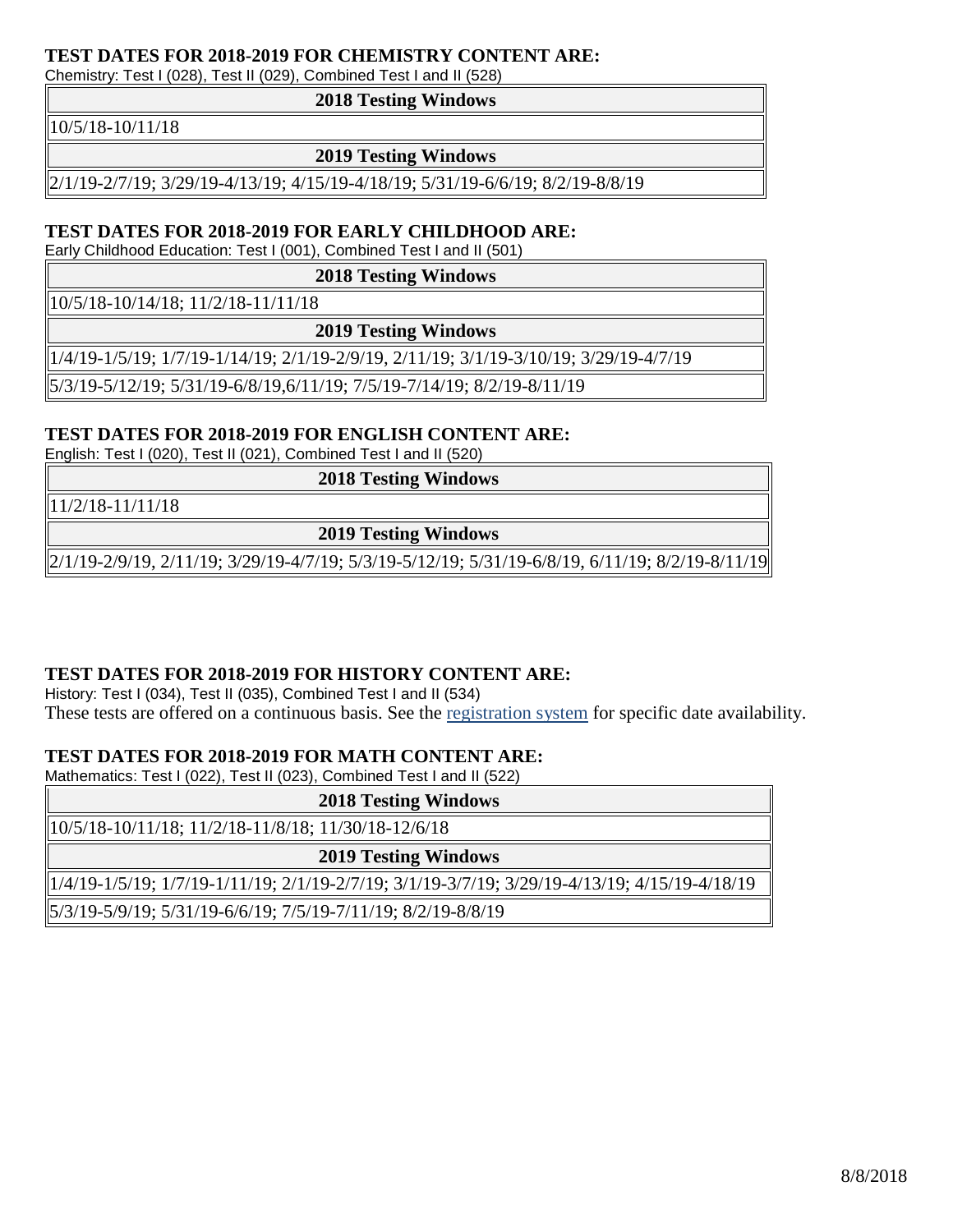### TEST DATES FOR 2018-2019 FOR CHEMISTRY CONTENT ARE:

Chemistry: Test I (028), Test II (029), Combined Test I and II (528)

| 2018 Testing Windows |
|---|
| 10/5/18-10/11/18 |
| **2019 Testing Windows** |
| 2/1/19-2/7/19; 3/29/19-4/13/19; 4/15/19-4/18/19; 5/31/19-6/6/19; 8/2/19-8/8/19 |

### TEST DATES FOR 2018-2019 FOR EARLY CHILDHOOD ARE:

Early Childhood Education: Test I (001), Combined Test I and II (501)

| 2018 Testing Windows |
|---|
| 10/5/18-10/14/18; 11/2/18-11/11/18 |
| **2019 Testing Windows** |
| 1/4/19-1/5/19; 1/7/19-1/14/19; 2/1/19-2/9/19, 2/11/19; 3/1/19-3/10/19; 3/29/19-4/7/19 |
| 5/3/19-5/12/19; 5/31/19-6/8/19,6/11/19; 7/5/19-7/14/19; 8/2/19-8/11/19 |

### TEST DATES FOR 2018-2019 FOR ENGLISH CONTENT ARE:

English: Test I (020), Test II (021), Combined Test I and II (520)

| 2018 Testing Windows |
|---|
| 11/2/18-11/11/18 |
| **2019 Testing Windows** |
| 2/1/19-2/9/19, 2/11/19; 3/29/19-4/7/19; 5/3/19-5/12/19; 5/31/19-6/8/19, 6/11/19; 8/2/19-8/11/19 |

### TEST DATES FOR 2018-2019 FOR HISTORY CONTENT ARE:

History: Test I (034), Test II (035), Combined Test I and II (534)
These tests are offered on a continuous basis. See the registration system for specific date availability.

### TEST DATES FOR 2018-2019 FOR MATH CONTENT ARE:

Mathematics: Test I (022), Test II (023), Combined Test I and II (522)

| 2018 Testing Windows |
|---|
| 10/5/18-10/11/18; 11/2/18-11/8/18; 11/30/18-12/6/18 |
| **2019 Testing Windows** |
| 1/4/19-1/5/19; 1/7/19-1/11/19; 2/1/19-2/7/19; 3/1/19-3/7/19; 3/29/19-4/13/19; 4/15/19-4/18/19 |
| 5/3/19-5/9/19; 5/31/19-6/6/19; 7/5/19-7/11/19; 8/2/19-8/8/19 |

8/8/2018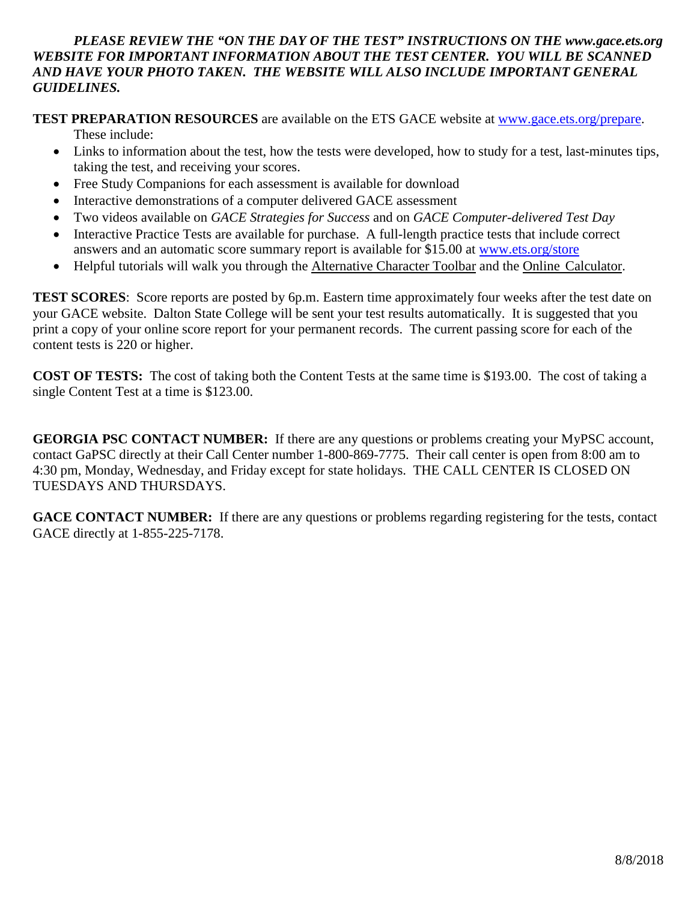***PLEASE REVIEW THE "ON THE DAY OF THE TEST" INSTRUCTIONS ON THE www.gace.ets.org WEBSITE FOR IMPORTANT INFORMATION ABOUT THE TEST CENTER. YOU WILL BE SCANNED AND HAVE YOUR PHOTO TAKEN. THE WEBSITE WILL ALSO INCLUDE IMPORTANT GENERAL GUIDELINES.***

**TEST PREPARATION RESOURCES** are available on the ETS GACE website at [www.gace.ets.org/prepare](www.gace.ets.org/prepare). These include:

- Links to information about the test, how the tests were developed, how to study for a test, last-minutes tips, taking the test, and receiving your scores.
- Free Study Companions for each assessment is available for download
- Interactive demonstrations of a computer delivered GACE assessment
- Two videos available on *GACE Strategies for Success* and on *GACE Computer-delivered Test Day*
- Interactive Practice Tests are available for purchase. A full-length practice tests that include correct answers and an automatic score summary report is available for $15.00 at [www.ets.org/store](www.ets.org/store)
- Helpful tutorials will walk you through the Alternative Character Toolbar and the Online Calculator.

**TEST SCORES**: Score reports are posted by 6p.m. Eastern time approximately four weeks after the test date on your GACE website. Dalton State College will be sent your test results automatically. It is suggested that you print a copy of your online score report for your permanent records. The current passing score for each of the content tests is 220 or higher.

**COST OF TESTS:** The cost of taking both the Content Tests at the same time is $193.00. The cost of taking a single Content Test at a time is $123.00.

**GEORGIA PSC CONTACT NUMBER:** If there are any questions or problems creating your MyPSC account, contact GaPSC directly at their Call Center number 1-800-869-7775. Their call center is open from 8:00 am to 4:30 pm, Monday, Wednesday, and Friday except for state holidays. THE CALL CENTER IS CLOSED ON TUESDAYS AND THURSDAYS.

**GACE CONTACT NUMBER:** If there are any questions or problems regarding registering for the tests, contact GACE directly at 1-855-225-7178.

8/8/2018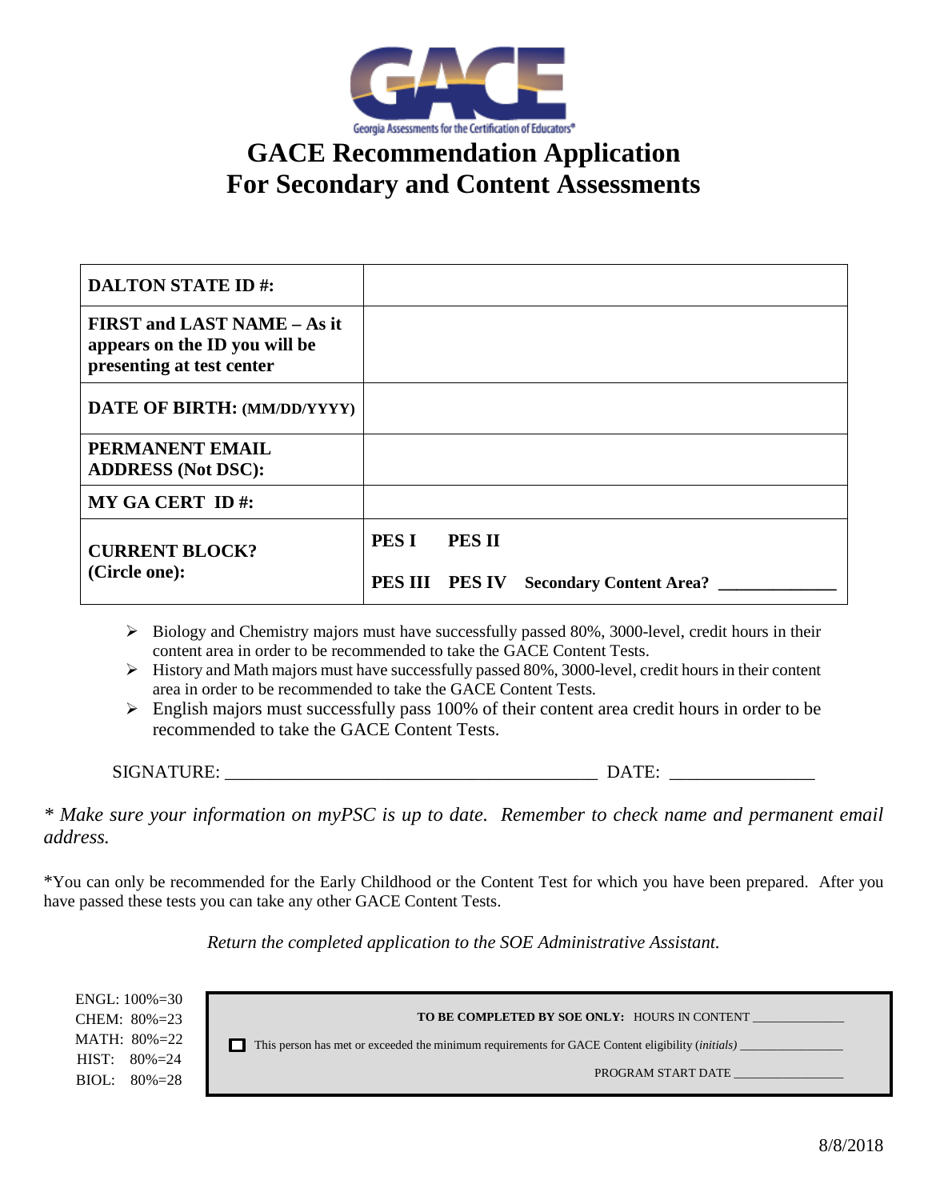GACE

Georgia Assessments for the Certification of Educators®

# GACE Recommendation Application
# For Secondary and Content Assessments

| | |
|---|---|
| **DALTON STATE ID #:** | |
| **FIRST and LAST NAME – As it appears on the ID you will be presenting at test center** | |
| **DATE OF BIRTH: (MM/DD/YYYY)** | |
| **PERMANENT EMAIL ADDRESS (Not DSC):** | |
| **MY GA CERT ID #:** | |
| **CURRENT BLOCK? (Circle one):** | **PES I PES II**<br>**PES III PES IV Secondary Content Area? _____________** |

- Biology and Chemistry majors must have successfully passed 80%, 3000-level, credit hours in their content area in order to be recommended to take the GACE Content Tests.
- History and Math majors must have successfully passed 80%, 3000-level, credit hours in their content area in order to be recommended to take the GACE Content Tests.
- English majors must successfully pass 100% of their content area credit hours in order to be recommended to take the GACE Content Tests.

SIGNATURE: ________________________________________ DATE: _______________

*\* Make sure your information on myPSC is up to date. Remember to check name and permanent email address.*

*You can only be recommended for the Early Childhood or the Content Test for which you have been prepared. After you have passed these tests you can take any other GACE Content Tests.

*Return the completed application to the SOE Administrative Assistant.*

ENGL: 100%=30
CHEM: 80%=23
MATH: 80%=22
HIST: 80%=24
BIOL: 80%=28

**TO BE COMPLETED BY SOE ONLY:** HOURS IN CONTENT _____________

☐ This person has met or exceeded the minimum requirements for GACE Content eligibility (*initials*) _______________

PROGRAM START DATE _______________

8/8/2018